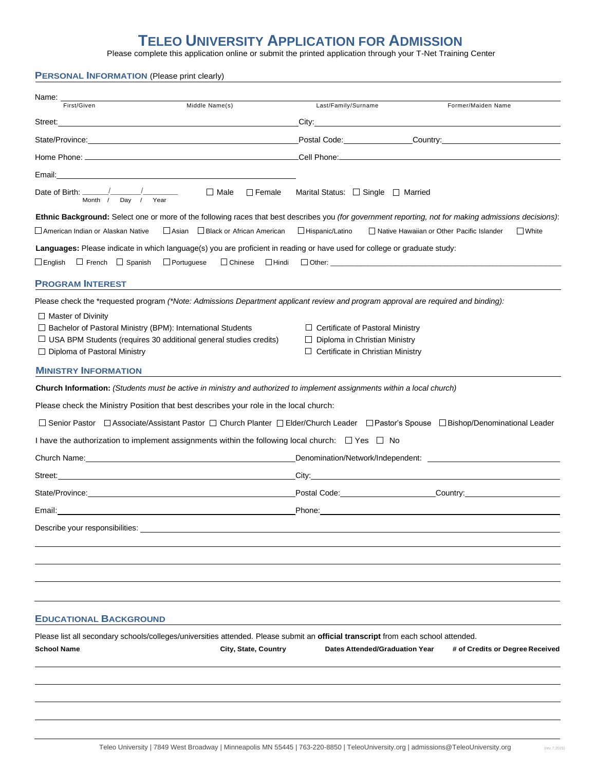# TELEO UNIVERSITY APPLICATION FOR ADMISSION

Please complete this application online or submit the printed application through your T-Net Training Center

## PERSONAL INFORMATION (Please print clearly)

Name: ______________________________________________
First/Given | Middle Name(s) | Last/Family/Surname | Former/Maiden Name

Street: ______________________ City: ______________________

State/Province: ______________________ Postal Code: ____________ Country: ______________________

Home Phone: ______________________ Cell Phone: ______________________

Email: ______________________

Date of Birth: ____/____/______ (Month / Day / Year) ☐ Male ☐ Female Marital Status: ☐ Single ☐ Married

**Ethnic Background:** Select one or more of the following races that best describes you *(for government reporting, not for making admissions decisions)*:

☐ American Indian or Alaskan Native ☐ Asian ☐ Black or African American ☐ Hispanic/Latino ☐ Native Hawaiian or Other Pacific Islander ☐ White

**Languages:** Please indicate in which language(s) you are proficient in reading or have used for college or graduate study:

☐ English ☐ French ☐ Spanish ☐ Portuguese ☐ Chinese ☐ Hindi ☐ Other: ______________________

## PROGRAM INTEREST

Please check the *requested program *(*Note: Admissions Department applicant review and program approval are required and binding)*:

☐ Master of Divinity

☐ Bachelor of Pastoral Ministry (BPM): International Students

☐ USA BPM Students (requires 30 additional general studies credits)

☐ Diploma of Pastoral Ministry

☐ Certificate of Pastoral Ministry

☐ Diploma in Christian Ministry

☐ Certificate in Christian Ministry

## MINISTRY INFORMATION

**Church Information:** *(Students must be active in ministry and authorized to implement assignments within a local church)*

Please check the Ministry Position that best describes your role in the local church:

☐ Senior Pastor ☐ Associate/Assistant Pastor ☐ Church Planter ☐ Elder/Church Leader ☐ Pastor's Spouse ☐ Bishop/Denominational Leader

I have the authorization to implement assignments within the following local church: ☐ Yes ☐ No

Church Name: ______________________ Denomination/Network/Independent: ______________________

Street: ______________________ City: ______________________

State/Province: ______________________ Postal Code: ____________ Country: ______________________

Email: ______________________ Phone: ______________________

Describe your responsibilities: ______________________

## EDUCATIONAL BACKGROUND

Please list all secondary schools/colleges/universities attended. Please submit an **official transcript** from each school attended.

| School Name | City, State, Country | Dates Attended/Graduation Year | # of Credits or Degree Received |
|---|---|---|---|
| | | | |
| | | | |
| | | | |
| | | | |

Teleo University | 7849 West Broadway | Minneapolis MN 55445 | 763-220-8850 | TeleoUniversity.org | admissions@TeleoUniversity.org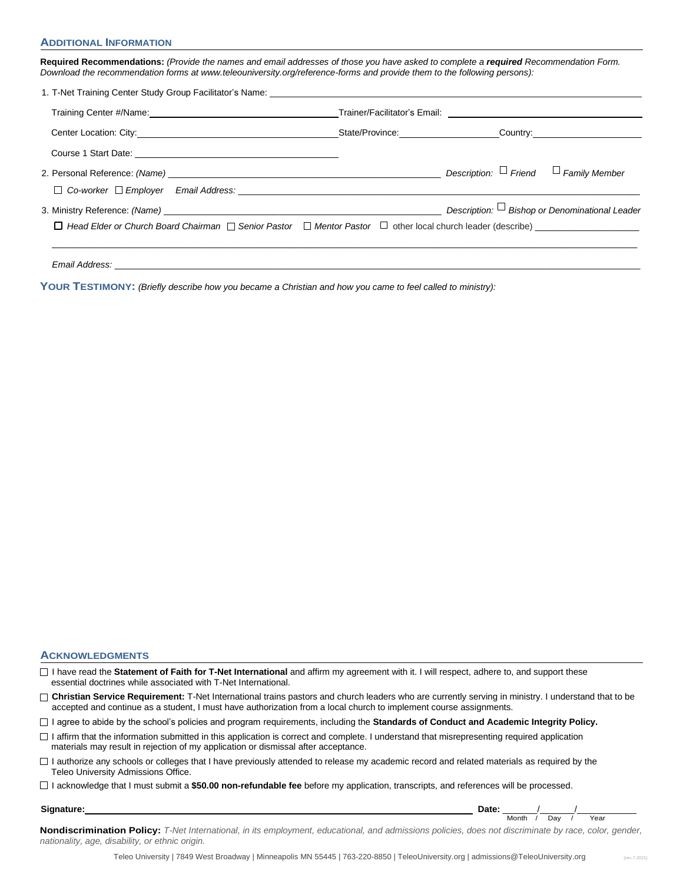## ADDITIONAL INFORMATION

**Required Recommendations:** *(Provide the names and email addresses of those you have asked to complete a **required** Recommendation Form. Download the recommendation forms at www.teleouniversity.org/reference-forms and provide them to the following persons):*

1. T-Net Training Center Study Group Facilitator's Name: ______________________________

   Training Center #/Name: ______________________ Trainer/Facilitator's Email: ______________________

   Center Location: City: ______________________ State/Province: ______________ Country: ______________

   Course 1 Start Date: ______________________

2. Personal Reference: *(Name)* ______________________ *Description:* ☐ *Friend* ☐ *Family Member*

   ☐ *Co-worker* ☐ *Employer* *Email Address:* ______________________

3. Ministry Reference: *(Name)* ______________________ *Description:* ☐ *Bishop or Denominational Leader*

   ☐ *Head Elder or Church Board Chairman* ☐ *Senior Pastor* ☐ *Mentor Pastor* ☐ other local church leader (describe) ______________________

   ______________________________________________

   *Email Address:* ______________________________

**YOUR TESTIMONY:** *(Briefly describe how you became a Christian and how you came to feel called to ministry):*

## ACKNOWLEDGMENTS

- ☐ I have read the **Statement of Faith for T-Net International** and affirm my agreement with it. I will respect, adhere to, and support these essential doctrines while associated with T-Net International.
- ☐ **Christian Service Requirement:** T-Net International trains pastors and church leaders who are currently serving in ministry. I understand that to be accepted and continue as a student, I must have authorization from a local church to implement course assignments.
- ☐ I agree to abide by the school's policies and program requirements, including the **Standards of Conduct and Academic Integrity Policy.**
- ☐ I affirm that the information submitted in this application is correct and complete. I understand that misrepresenting required application materials may result in rejection of my application or dismissal after acceptance.
- ☐ I authorize any schools or colleges that I have previously attended to release my academic record and related materials as required by the Teleo University Admissions Office.
- ☐ I acknowledge that I must submit a **$50.00 non-refundable fee** before my application, transcripts, and references will be processed.

**Signature:** ______________________________ **Date:** ______ / ______ / ______
Month / Day / Year

**Nondiscrimination Policy:** *T-Net International, in its employment, educational, and admissions policies, does not discriminate by race, color, gender, nationality, age, disability, or ethnic origin.*

Teleo University | 7849 West Broadway | Minneapolis MN 55445 | 763-220-8850 | TeleoUniversity.org | admissions@TeleoUniversity.org

(rev. 7.2021)